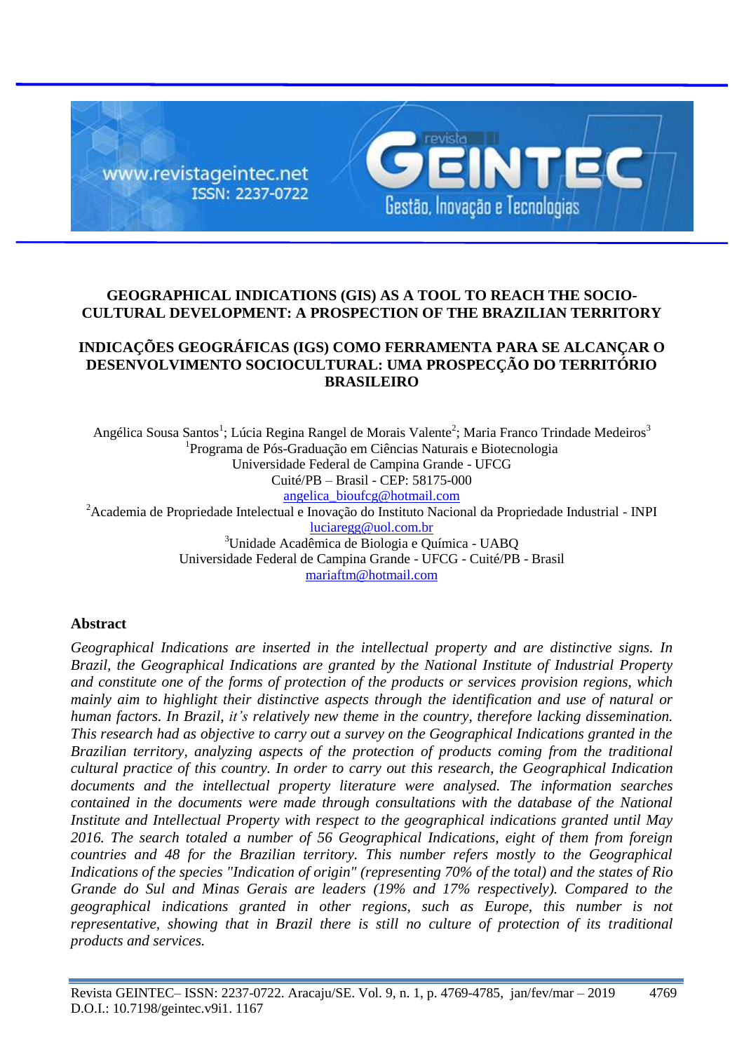# GEOGRAPHICAL INDICATIONS (GIS) AS A TOOL TO REACH THE SOCIO-CULTURAL DEVELOPMENT: A PROSPECTION OF THE BRAZILIAN TERRITORY

# INDICAÇÕES GEOGRÁFICAS (IGS) COMO FERRAMENTA PARA SE ALCANÇAR O DESENVOLVIMENTO SOCIOCULTURAL: UMA PROSPECÇÃO DO TERRITÓRIO BRASILEIRO

Angélica Sousa Santos[1]; Lúcia Regina Rangel de Morais Valente[2]; Maria Franco Trindade Medeiros[3]

[1]Programa de Pós-Graduação em Ciências Naturais e Biotecnologia
Universidade Federal de Campina Grande - UFCG
Cuité/PB – Brasil - CEP: 58175-000
angelica_bioufcg@hotmail.com

[2]Academia de Propriedade Intelectual e Inovação do Instituto Nacional da Propriedade Industrial - INPI
luciaregg@uol.com.br

[3]Unidade Acadêmica de Biologia e Química - UABQ
Universidade Federal de Campina Grande - UFCG - Cuité/PB - Brasil
mariaftm@hotmail.com

## Abstract

*Geographical Indications are inserted in the intellectual property and are distinctive signs. In Brazil, the Geographical Indications are granted by the National Institute of Industrial Property and constitute one of the forms of protection of the products or services provision regions, which mainly aim to highlight their distinctive aspects through the identification and use of natural or human factors. In Brazil, it's relatively new theme in the country, therefore lacking dissemination. This research had as objective to carry out a survey on the Geographical Indications granted in the Brazilian territory, analyzing aspects of the protection of products coming from the traditional cultural practice of this country. In order to carry out this research, the Geographical Indication documents and the intellectual property literature were analysed. The information searches contained in the documents were made through consultations with the database of the National Institute and Intellectual Property with respect to the geographical indications granted until May 2016. The search totaled a number of 56 Geographical Indications, eight of them from foreign countries and 48 for the Brazilian territory. This number refers mostly to the Geographical Indications of the species "Indication of origin" (representing 70% of the total) and the states of Rio Grande do Sul and Minas Gerais are leaders (19% and 17% respectively). Compared to the geographical indications granted in other regions, such as Europe, this number is not representative, showing that in Brazil there is still no culture of protection of its traditional products and services.*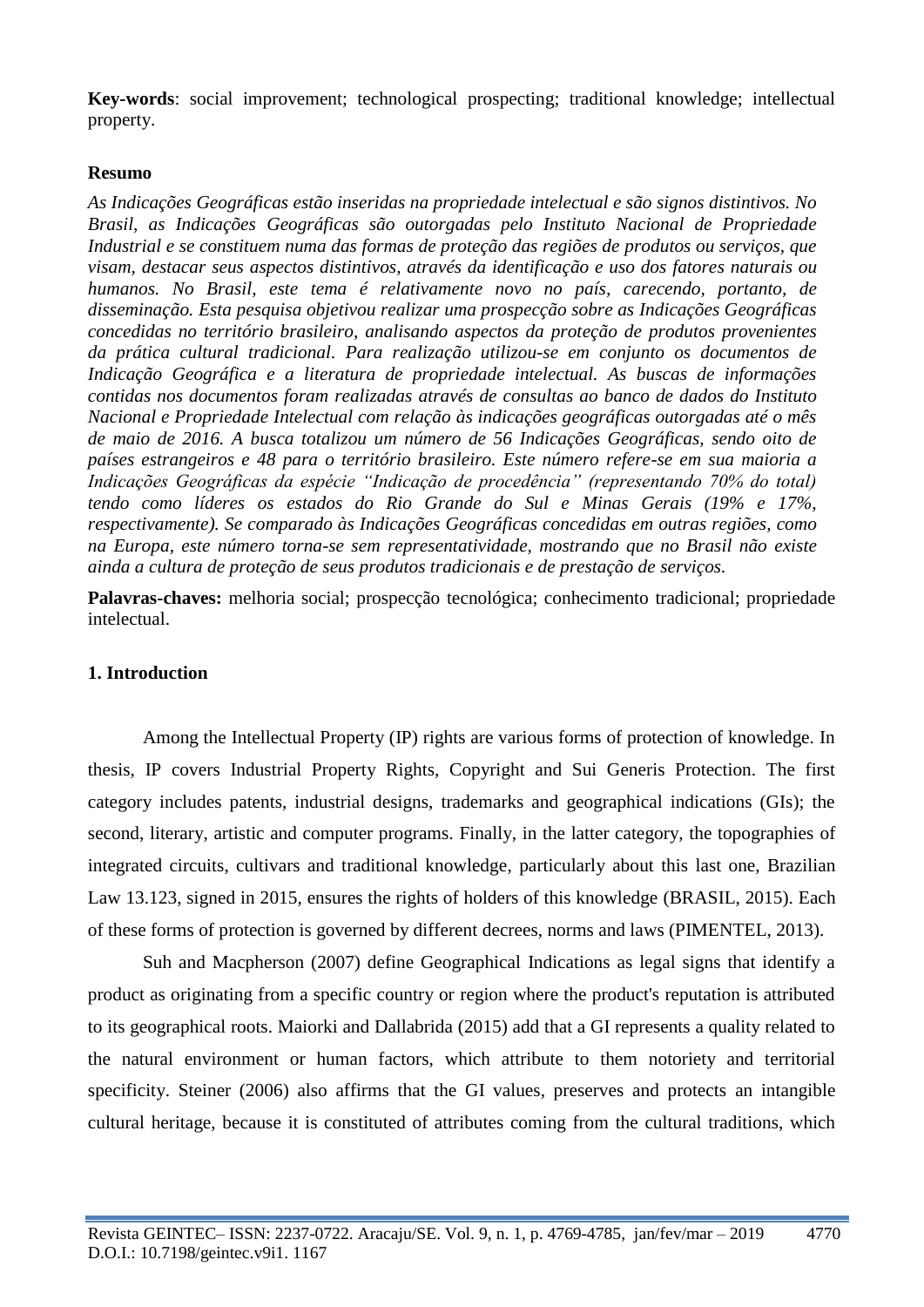**Key-words**: social improvement; technological prospecting; traditional knowledge; intellectual property.

**Resumo**

*As Indicações Geográficas estão inseridas na propriedade intelectual e são signos distintivos. No Brasil, as Indicações Geográficas são outorgadas pelo Instituto Nacional de Propriedade Industrial e se constituem numa das formas de proteção das regiões de produtos ou serviços, que visam, destacar seus aspectos distintivos, através da identificação e uso dos fatores naturais ou humanos. No Brasil, este tema é relativamente novo no país, carecendo, portanto, de disseminação. Esta pesquisa objetivou realizar uma prospecção sobre as Indicações Geográficas concedidas no território brasileiro, analisando aspectos da proteção de produtos provenientes da prática cultural tradicional. Para realização utilizou-se em conjunto os documentos de Indicação Geográfica e a literatura de propriedade intelectual. As buscas de informações contidas nos documentos foram realizadas através de consultas ao banco de dados do Instituto Nacional e Propriedade Intelectual com relação às indicações geográficas outorgadas até o mês de maio de 2016. A busca totalizou um número de 56 Indicações Geográficas, sendo oito de países estrangeiros e 48 para o território brasileiro. Este número refere-se em sua maioria a Indicações Geográficas da espécie "Indicação de procedência" (representando 70% do total) tendo como líderes os estados do Rio Grande do Sul e Minas Gerais (19% e 17%, respectivamente). Se comparado às Indicações Geográficas concedidas em outras regiões, como na Europa, este número torna-se sem representatividade, mostrando que no Brasil não existe ainda a cultura de proteção de seus produtos tradicionais e de prestação de serviços.*

**Palavras-chaves:** melhoria social; prospecção tecnológica; conhecimento tradicional; propriedade intelectual.

## 1. Introduction

Among the Intellectual Property (IP) rights are various forms of protection of knowledge. In thesis, IP covers Industrial Property Rights, Copyright and Sui Generis Protection. The first category includes patents, industrial designs, trademarks and geographical indications (GIs); the second, literary, artistic and computer programs. Finally, in the latter category, the topographies of integrated circuits, cultivars and traditional knowledge, particularly about this last one, Brazilian Law 13.123, signed in 2015, ensures the rights of holders of this knowledge (BRASIL, 2015). Each of these forms of protection is governed by different decrees, norms and laws (PIMENTEL, 2013).

Suh and Macpherson (2007) define Geographical Indications as legal signs that identify a product as originating from a specific country or region where the product's reputation is attributed to its geographical roots. Maiorki and Dallabrida (2015) add that a GI represents a quality related to the natural environment or human factors, which attribute to them notoriety and territorial specificity. Steiner (2006) also affirms that the GI values, preserves and protects an intangible cultural heritage, because it is constituted of attributes coming from the cultural traditions, which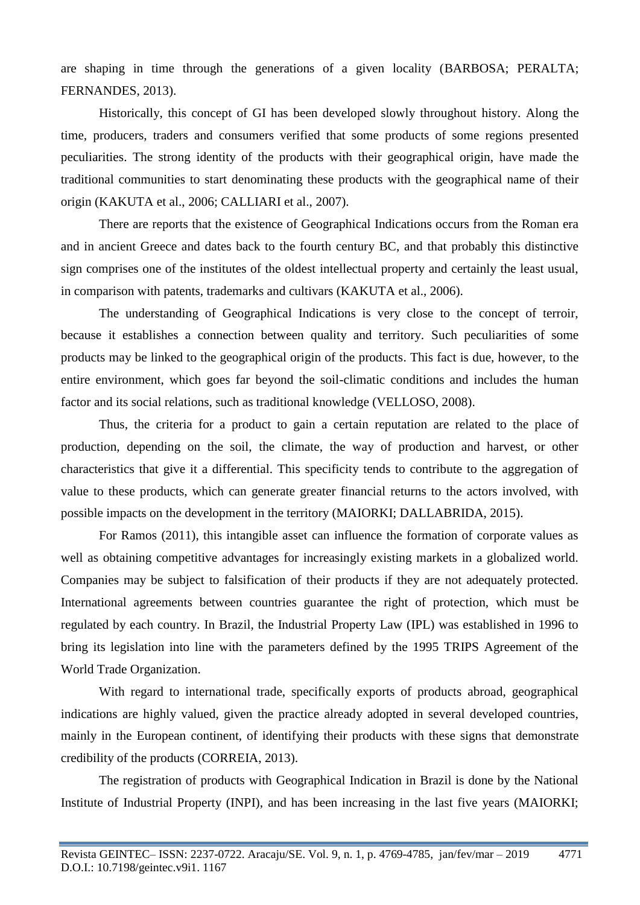are shaping in time through the generations of a given locality (BARBOSA; PERALTA; FERNANDES, 2013).

Historically, this concept of GI has been developed slowly throughout history. Along the time, producers, traders and consumers verified that some products of some regions presented peculiarities. The strong identity of the products with their geographical origin, have made the traditional communities to start denominating these products with the geographical name of their origin (KAKUTA et al., 2006; CALLIARI et al., 2007).

There are reports that the existence of Geographical Indications occurs from the Roman era and in ancient Greece and dates back to the fourth century BC, and that probably this distinctive sign comprises one of the institutes of the oldest intellectual property and certainly the least usual, in comparison with patents, trademarks and cultivars (KAKUTA et al., 2006).

The understanding of Geographical Indications is very close to the concept of terroir, because it establishes a connection between quality and territory. Such peculiarities of some products may be linked to the geographical origin of the products. This fact is due, however, to the entire environment, which goes far beyond the soil-climatic conditions and includes the human factor and its social relations, such as traditional knowledge (VELLOSO, 2008).

Thus, the criteria for a product to gain a certain reputation are related to the place of production, depending on the soil, the climate, the way of production and harvest, or other characteristics that give it a differential. This specificity tends to contribute to the aggregation of value to these products, which can generate greater financial returns to the actors involved, with possible impacts on the development in the territory (MAIORKI; DALLABRIDA, 2015).

For Ramos (2011), this intangible asset can influence the formation of corporate values as well as obtaining competitive advantages for increasingly existing markets in a globalized world. Companies may be subject to falsification of their products if they are not adequately protected. International agreements between countries guarantee the right of protection, which must be regulated by each country. In Brazil, the Industrial Property Law (IPL) was established in 1996 to bring its legislation into line with the parameters defined by the 1995 TRIPS Agreement of the World Trade Organization.

With regard to international trade, specifically exports of products abroad, geographical indications are highly valued, given the practice already adopted in several developed countries, mainly in the European continent, of identifying their products with these signs that demonstrate credibility of the products (CORREIA, 2013).

The registration of products with Geographical Indication in Brazil is done by the National Institute of Industrial Property (INPI), and has been increasing in the last five years (MAIORKI;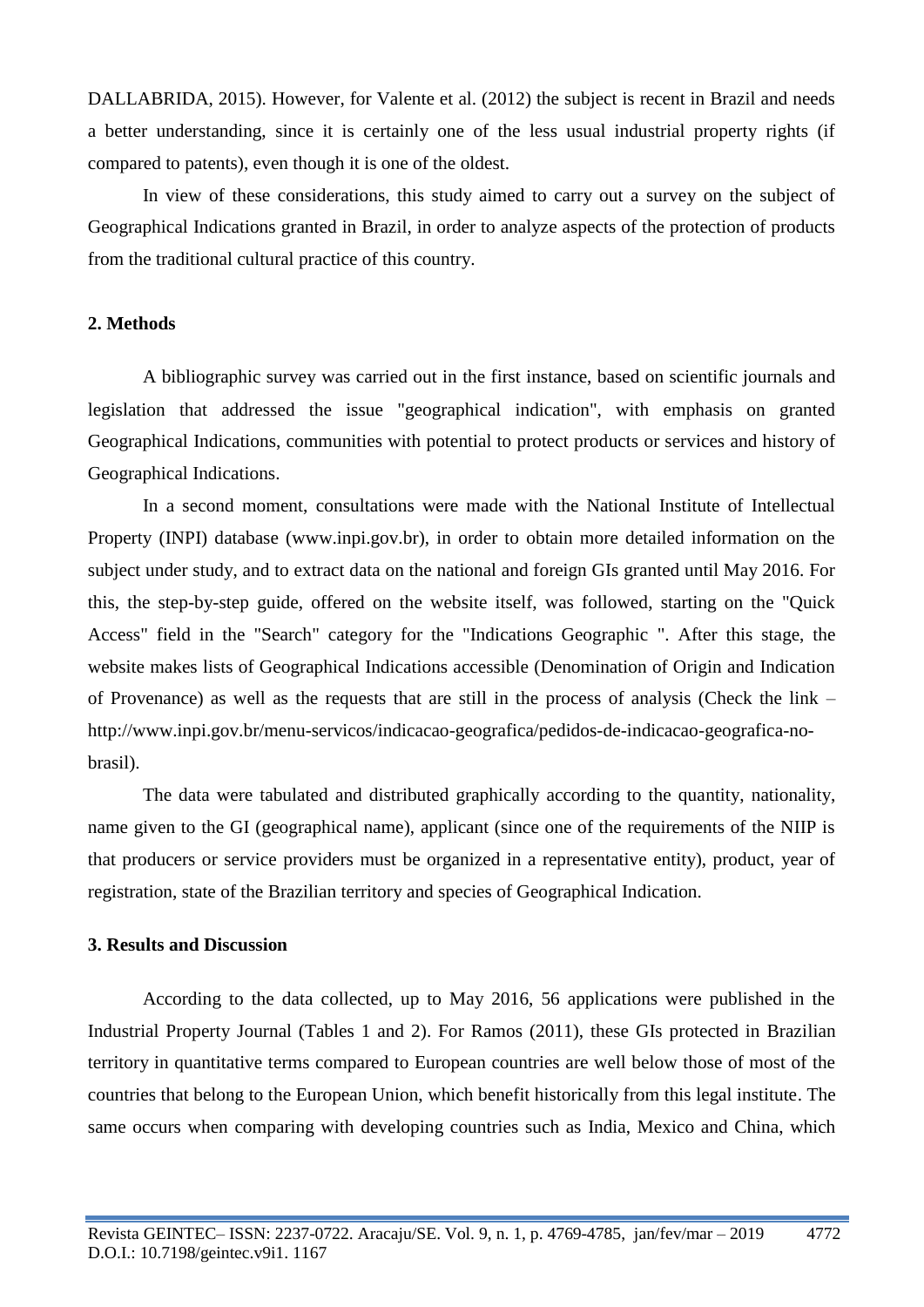DALLABRIDA, 2015). However, for Valente et al. (2012) the subject is recent in Brazil and needs a better understanding, since it is certainly one of the less usual industrial property rights (if compared to patents), even though it is one of the oldest.

In view of these considerations, this study aimed to carry out a survey on the subject of Geographical Indications granted in Brazil, in order to analyze aspects of the protection of products from the traditional cultural practice of this country.

## 2. Methods

A bibliographic survey was carried out in the first instance, based on scientific journals and legislation that addressed the issue "geographical indication", with emphasis on granted Geographical Indications, communities with potential to protect products or services and history of Geographical Indications.

In a second moment, consultations were made with the National Institute of Intellectual Property (INPI) database (www.inpi.gov.br), in order to obtain more detailed information on the subject under study, and to extract data on the national and foreign GIs granted until May 2016. For this, the step-by-step guide, offered on the website itself, was followed, starting on the "Quick Access" field in the "Search" category for the "Indications Geographic ". After this stage, the website makes lists of Geographical Indications accessible (Denomination of Origin and Indication of Provenance) as well as the requests that are still in the process of analysis (Check the link – http://www.inpi.gov.br/menu-servicos/indicacao-geografica/pedidos-de-indicacao-geografica-no-brasil).

The data were tabulated and distributed graphically according to the quantity, nationality, name given to the GI (geographical name), applicant (since one of the requirements of the NIIP is that producers or service providers must be organized in a representative entity), product, year of registration, state of the Brazilian territory and species of Geographical Indication.

## 3. Results and Discussion

According to the data collected, up to May 2016, 56 applications were published in the Industrial Property Journal (Tables 1 and 2). For Ramos (2011), these GIs protected in Brazilian territory in quantitative terms compared to European countries are well below those of most of the countries that belong to the European Union, which benefit historically from this legal institute. The same occurs when comparing with developing countries such as India, Mexico and China, which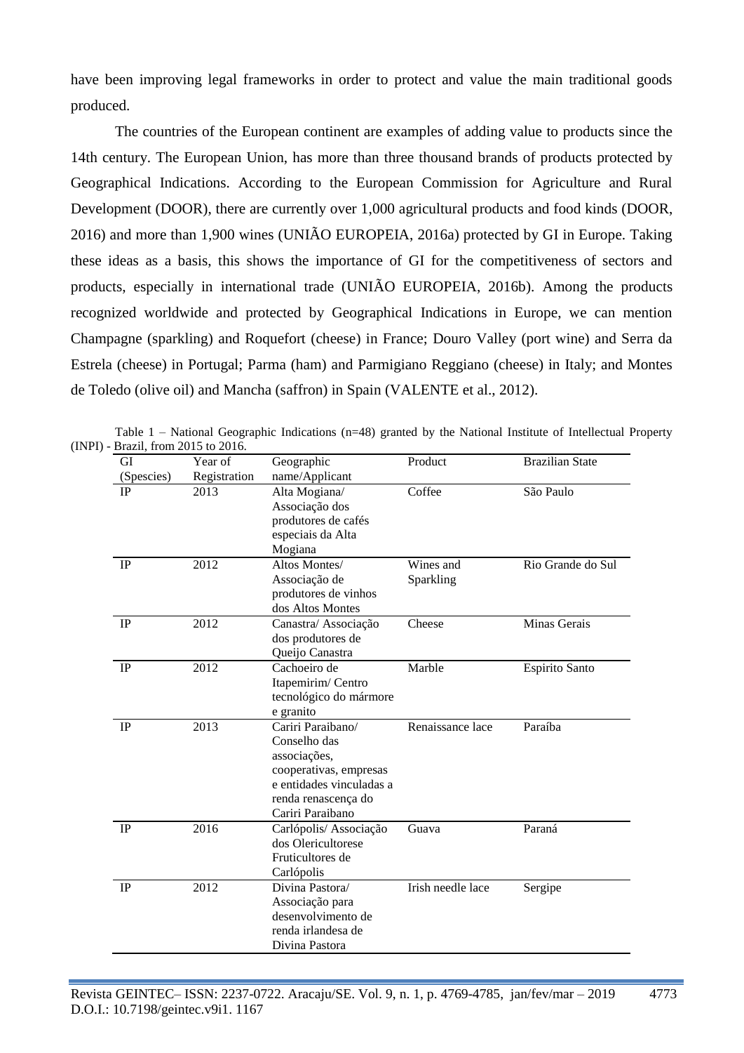have been improving legal frameworks in order to protect and value the main traditional goods produced.

The countries of the European continent are examples of adding value to products since the 14th century. The European Union, has more than three thousand brands of products protected by Geographical Indications. According to the European Commission for Agriculture and Rural Development (DOOR), there are currently over 1,000 agricultural products and food kinds (DOOR, 2016) and more than 1,900 wines (UNIÃO EUROPEIA, 2016a) protected by GI in Europe. Taking these ideas as a basis, this shows the importance of GI for the competitiveness of sectors and products, especially in international trade (UNIÃO EUROPEIA, 2016b). Among the products recognized worldwide and protected by Geographical Indications in Europe, we can mention Champagne (sparkling) and Roquefort (cheese) in France; Douro Valley (port wine) and Serra da Estrela (cheese) in Portugal; Parma (ham) and Parmigiano Reggiano (cheese) in Italy; and Montes de Toledo (olive oil) and Mancha (saffron) in Spain (VALENTE et al., 2012).

Table 1 – National Geographic Indications (n=48) granted by the National Institute of Intellectual Property (INPI) - Brazil, from 2015 to 2016.

| GI (Spescies) | Year of Registration | Geographic name/Applicant | Product | Brazilian State |
|---|---|---|---|---|
| IP | 2013 | Alta Mogiana/ Associação dos produtores de cafés especiais da Alta Mogiana | Coffee | São Paulo |
| IP | 2012 | Altos Montes/ Associação de produtores de vinhos dos Altos Montes | Wines and Sparkling | Rio Grande do Sul |
| IP | 2012 | Canastra/ Associação dos produtores de Queijo Canastra | Cheese | Minas Gerais |
| IP | 2012 | Cachoeiro de Itapemirim/ Centro tecnológico do mármore e granito | Marble | Espirito Santo |
| IP | 2013 | Cariri Paraibano/ Conselho das associações, cooperativas, empresas e entidades vinculadas a renda renascença do Cariri Paraibano | Renaissance lace | Paraíba |
| IP | 2016 | Carlópolis/ Associação dos Olericultorese Fruticultores de Carlópolis | Guava | Paraná |
| IP | 2012 | Divina Pastora/ Associação para desenvolvimento de renda irlandesa de Divina Pastora | Irish needle lace | Sergipe |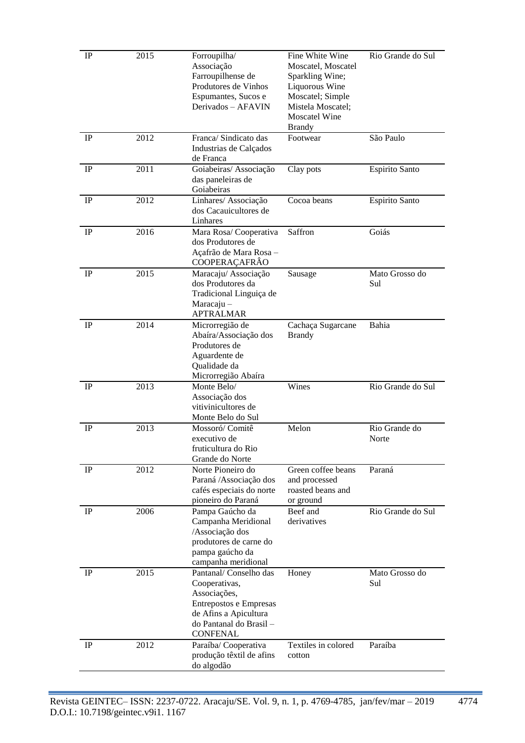| | | | | |
|---|---|---|---|---|
| IP | 2015 | Forroupilha/ Associação Farroupilhense de Produtores de Vinhos Espumantes, Sucos e Derivados – AFAVIN | Fine White Wine Moscatel, Moscatel Sparkling Wine; Liquorous Wine Moscatel; Simple Mistela Moscatel; Moscatel Wine Brandy | Rio Grande do Sul |
| IP | 2012 | Franca/ Sindicato das Industrias de Calçados de Franca | Footwear | São Paulo |
| IP | 2011 | Goiabeiras/ Associação das paneleiras de Goiabeiras | Clay pots | Espirito Santo |
| IP | 2012 | Linhares/ Associação dos Cacauicultores de Linhares | Cocoa beans | Espirito Santo |
| IP | 2016 | Mara Rosa/ Cooperativa dos Produtores de Açafrão de Mara Rosa – COOPERAÇAFRÂO | Saffron | Goiás |
| IP | 2015 | Maracaju/ Associação dos Produtores da Tradicional Linguiça de Maracaju – APTRALMAR | Sausage | Mato Grosso do Sul |
| IP | 2014 | Microrregião de Abaíra/Associação dos Produtores de Aguardente de Qualidade da Microrregião Abaíra | Cachaça Sugarcane Brandy | Bahia |
| IP | 2013 | Monte Belo/ Associação dos vitivinicultores de Monte Belo do Sul | Wines | Rio Grande do Sul |
| IP | 2013 | Mossoró/ Comitê executivo de fruticultura do Rio Grande do Norte | Melon | Rio Grande do Norte |
| IP | 2012 | Norte Pioneiro do Paraná /Associação dos cafés especiais do norte pioneiro do Paraná | Green coffee beans and processed roasted beans and or ground | Paraná |
| IP | 2006 | Pampa Gaúcho da Campanha Meridional /Associação dos produtores de carne do pampa gaúcho da campanha meridional | Beef and derivatives | Rio Grande do Sul |
| IP | 2015 | Pantanal/ Conselho das Cooperativas, Associações, Entrepostos e Empresas de Afins a Apicultura do Pantanal do Brasil – CONFENAL | Honey | Mato Grosso do Sul |
| IP | 2012 | Paraíba/ Cooperativa produção têxtil de afins do algodão | Textiles in colored cotton | Paraíba |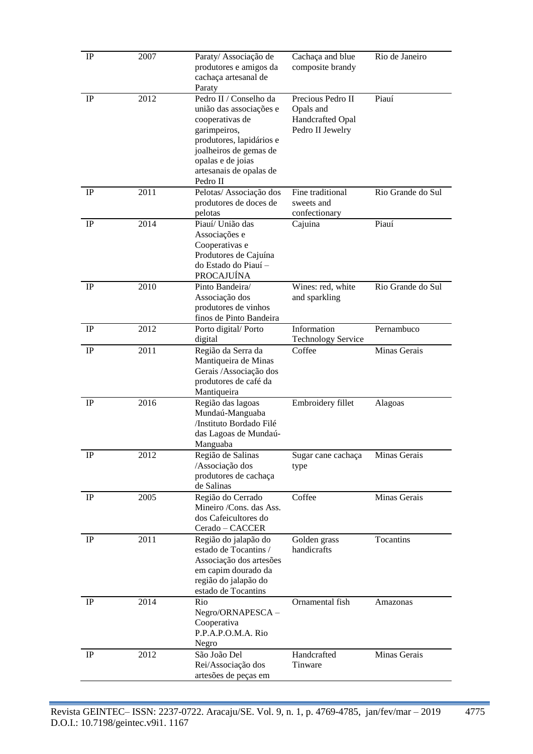| IP | 2007 | Paraty/ Associação de produtores e amigos da cachaça artesanal de Paraty | Cachaça and blue composite brandy | Rio de Janeiro |
|---|---|---|---|---|
| IP | 2012 | Pedro II / Conselho da união das associações e cooperativas de garimpeiros, produtores, lapidários e joalheiros de gemas de opalas e de joias artesanais de opalas de Pedro II | Precious Pedro II Opals and Handcrafted Opal Pedro II Jewelry | Piauí |
| IP | 2011 | Pelotas/ Associação dos produtores de doces de pelotas | Fine traditional sweets and confectionary | Rio Grande do Sul |
| IP | 2014 | Piauí/ União das Associações e Cooperativas e Produtores de Cajuína do Estado do Piauí – PROCAJUÍNA | Cajuina | Piauí |
| IP | 2010 | Pinto Bandeira/ Associação dos produtores de vinhos finos de Pinto Bandeira | Wines: red, white and sparkling | Rio Grande do Sul |
| IP | 2012 | Porto digital/ Porto digital | Information Technology Service | Pernambuco |
| IP | 2011 | Região da Serra da Mantiqueira de Minas Gerais /Associação dos produtores de café da Mantiqueira | Coffee | Minas Gerais |
| IP | 2016 | Região das lagoas Mundaú-Manguaba /Instituto Bordado Filé das Lagoas de Mundaú-Manguaba | Embroidery fillet | Alagoas |
| IP | 2012 | Região de Salinas /Associação dos produtores de cachaça de Salinas | Sugar cane cachaça type | Minas Gerais |
| IP | 2005 | Região do Cerrado Mineiro /Cons. das Ass. dos Cafeicultores do Cerado – CACCER | Coffee | Minas Gerais |
| IP | 2011 | Região do jalapão do estado de Tocantins / Associação dos artesões em capim dourado da região do jalapão do estado de Tocantins | Golden grass handicrafts | Tocantins |
| IP | 2014 | Rio Negro/ORNAPESCA – Cooperativa P.P.A.P.O.M.A. Rio Negro | Ornamental fish | Amazonas |
| IP | 2012 | São João Del Rei/Associação dos artesões de peças em | Handcrafted Tinware | Minas Gerais |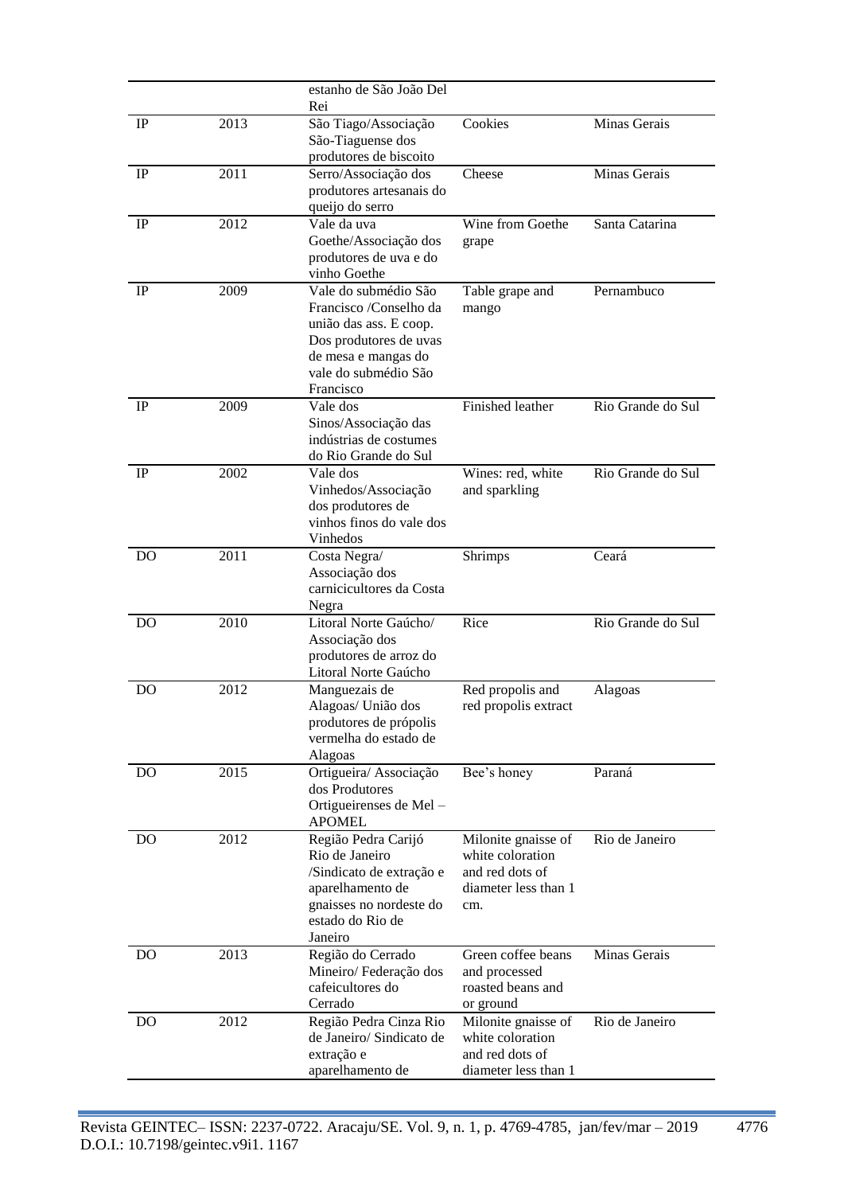| | | | | |
|---|---|---|---|---|
| | | estanho de São João Del Rei | | |
| IP | 2013 | São Tiago/Associação São-Tiaguense dos produtores de biscoito | Cookies | Minas Gerais |
| IP | 2011 | Serro/Associação dos produtores artesanais do queijo do serro | Cheese | Minas Gerais |
| IP | 2012 | Vale da uva Goethe/Associação dos produtores de uva e do vinho Goethe | Wine from Goethe grape | Santa Catarina |
| IP | 2009 | Vale do submédio São Francisco /Conselho da união das ass. E coop. Dos produtores de uvas de mesa e mangas do vale do submédio São Francisco | Table grape and mango | Pernambuco |
| IP | 2009 | Vale dos Sinos/Associação das indústrias de costumes do Rio Grande do Sul | Finished leather | Rio Grande do Sul |
| IP | 2002 | Vale dos Vinhedos/Associação dos produtores de vinhos finos do vale dos Vinhedos | Wines: red, white and sparkling | Rio Grande do Sul |
| DO | 2011 | Costa Negra/ Associação dos carnicicultores da Costa Negra | Shrimps | Ceará |
| DO | 2010 | Litoral Norte Gaúcho/ Associação dos produtores de arroz do Litoral Norte Gaúcho | Rice | Rio Grande do Sul |
| DO | 2012 | Manguezais de Alagoas/ União dos produtores de própolis vermelha do estado de Alagoas | Red propolis and red propolis extract | Alagoas |
| DO | 2015 | Ortigueira/ Associação dos Produtores Ortigueirenses de Mel – APOMEL | Bee's honey | Paraná |
| DO | 2012 | Região Pedra Carijó Rio de Janeiro /Sindicato de extração e aparelhamento de gnaisses no nordeste do estado do Rio de Janeiro | Milonite gnaisse of white coloration and red dots of diameter less than 1 cm. | Rio de Janeiro |
| DO | 2013 | Região do Cerrado Mineiro/ Federação dos cafeicultores do Cerrado | Green coffee beans and processed roasted beans and or ground | Minas Gerais |
| DO | 2012 | Região Pedra Cinza Rio de Janeiro/ Sindicato de extração e aparelhamento de | Milonite gnaisse of white coloration and red dots of diameter less than 1 | Rio de Janeiro |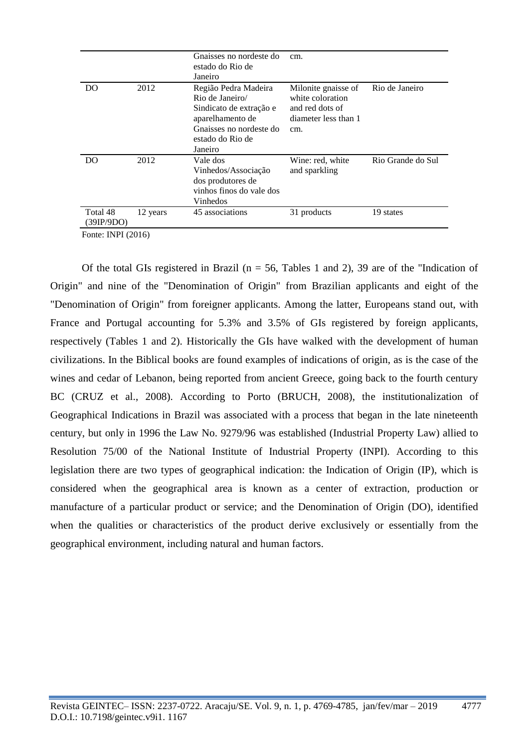| | | Gnaisses no nordeste do estado do Rio de Janeiro | cm. | |
|---|---|---|---|---|
| DO | 2012 | Região Pedra Madeira Rio de Janeiro/ Sindicato de extração e aparelhamento de Gnaisses no nordeste do estado do Rio de Janeiro | Milonite gnaisse of white coloration and red dots of diameter less than 1 cm. | Rio de Janeiro |
| DO | 2012 | Vale dos Vinhedos/Associação dos produtores de vinhos finos do vale dos Vinhedos | Wine: red, white and sparkling | Rio Grande do Sul |
| Total 48 (39IP/9DO) | 12 years | 45 associations | 31 products | 19 states |

Fonte: INPI (2016)

Of the total GIs registered in Brazil (n = 56, Tables 1 and 2), 39 are of the "Indication of Origin" and nine of the "Denomination of Origin" from Brazilian applicants and eight of the "Denomination of Origin" from foreigner applicants. Among the latter, Europeans stand out, with France and Portugal accounting for 5.3% and 3.5% of GIs registered by foreign applicants, respectively (Tables 1 and 2). Historically the GIs have walked with the development of human civilizations. In the Biblical books are found examples of indications of origin, as is the case of the wines and cedar of Lebanon, being reported from ancient Greece, going back to the fourth century BC (CRUZ et al., 2008). According to Porto (BRUCH, 2008), the institutionalization of Geographical Indications in Brazil was associated with a process that began in the late nineteenth century, but only in 1996 the Law No. 9279/96 was established (Industrial Property Law) allied to Resolution 75/00 of the National Institute of Industrial Property (INPI). According to this legislation there are two types of geographical indication: the Indication of Origin (IP), which is considered when the geographical area is known as a center of extraction, production or manufacture of a particular product or service; and the Denomination of Origin (DO), identified when the qualities or characteristics of the product derive exclusively or essentially from the geographical environment, including natural and human factors.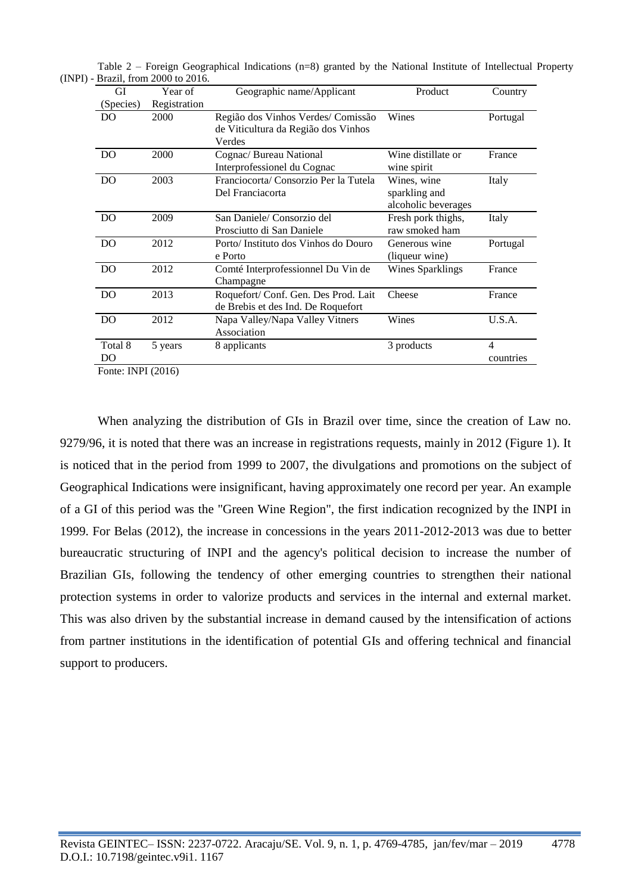Table 2 – Foreign Geographical Indications (n=8) granted by the National Institute of Intellectual Property (INPI) - Brazil, from 2000 to 2016.

| GI (Species) | Year of Registration | Geographic name/Applicant | Product | Country |
|---|---|---|---|---|
| DO | 2000 | Região dos Vinhos Verdes/ Comissão de Viticultura da Região dos Vinhos Verdes | Wines | Portugal |
| DO | 2000 | Cognac/ Bureau National Interprofessionel du Cognac | Wine distillate or wine spirit | France |
| DO | 2003 | Franciocorta/ Consorzio Per la Tutela Del Franciacorta | Wines, wine sparkling and alcoholic beverages | Italy |
| DO | 2009 | San Daniele/ Consorzio del Prosciutto di San Daniele | Fresh pork thighs, raw smoked ham | Italy |
| DO | 2012 | Porto/ Instituto dos Vinhos do Douro e Porto | Generous wine (liqueur wine) | Portugal |
| DO | 2012 | Comté Interprofessionnel Du Vin de Champagne | Wines Sparklings | France |
| DO | 2013 | Roquefort/ Conf. Gen. Des Prod. Lait de Brebis et des Ind. De Roquefort | Cheese | France |
| DO | 2012 | Napa Valley/Napa Valley Vitners Association | Wines | U.S.A. |
| Total 8 DO | 5 years | 8 applicants | 3 products | 4 countries |

Fonte: INPI (2016)

When analyzing the distribution of GIs in Brazil over time, since the creation of Law no. 9279/96, it is noted that there was an increase in registrations requests, mainly in 2012 (Figure 1). It is noticed that in the period from 1999 to 2007, the divulgations and promotions on the subject of Geographical Indications were insignificant, having approximately one record per year. An example of a GI of this period was the "Green Wine Region", the first indication recognized by the INPI in 1999. For Belas (2012), the increase in concessions in the years 2011-2012-2013 was due to better bureaucratic structuring of INPI and the agency's political decision to increase the number of Brazilian GIs, following the tendency of other emerging countries to strengthen their national protection systems in order to valorize products and services in the internal and external market. This was also driven by the substantial increase in demand caused by the intensification of actions from partner institutions in the identification of potential GIs and offering technical and financial support to producers.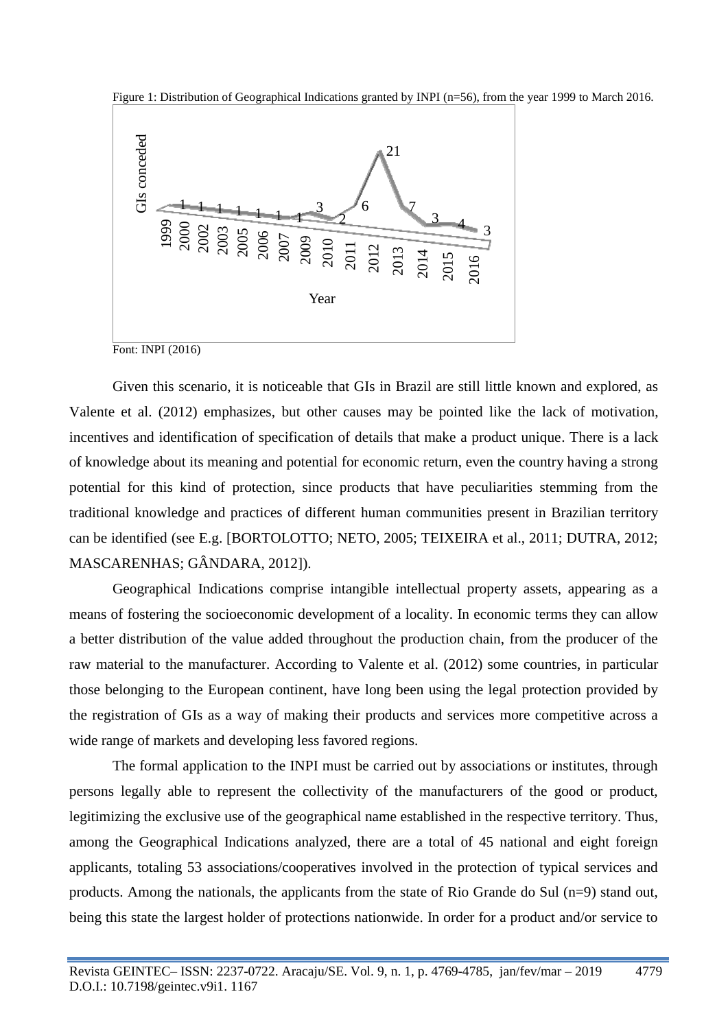Figure 1: Distribution of Geographical Indications granted by INPI (n=56), from the year 1999 to March 2016.

Font: INPI (2016)

Given this scenario, it is noticeable that GIs in Brazil are still little known and explored, as Valente et al. (2012) emphasizes, but other causes may be pointed like the lack of motivation, incentives and identification of specification of details that make a product unique. There is a lack of knowledge about its meaning and potential for economic return, even the country having a strong potential for this kind of protection, since products that have peculiarities stemming from the traditional knowledge and practices of different human communities present in Brazilian territory can be identified (see E.g. [BORTOLOTTO; NETO, 2005; TEIXEIRA et al., 2011; DUTRA, 2012; MASCARENHAS; GÂNDARA, 2012]).

Geographical Indications comprise intangible intellectual property assets, appearing as a means of fostering the socioeconomic development of a locality. In economic terms they can allow a better distribution of the value added throughout the production chain, from the producer of the raw material to the manufacturer. According to Valente et al. (2012) some countries, in particular those belonging to the European continent, have long been using the legal protection provided by the registration of GIs as a way of making their products and services more competitive across a wide range of markets and developing less favored regions.

The formal application to the INPI must be carried out by associations or institutes, through persons legally able to represent the collectivity of the manufacturers of the good or product, legitimizing the exclusive use of the geographical name established in the respective territory. Thus, among the Geographical Indications analyzed, there are a total of 45 national and eight foreign applicants, totaling 53 associations/cooperatives involved in the protection of typical services and products. Among the nationals, the applicants from the state of Rio Grande do Sul (n=9) stand out, being this state the largest holder of protections nationwide. In order for a product and/or service to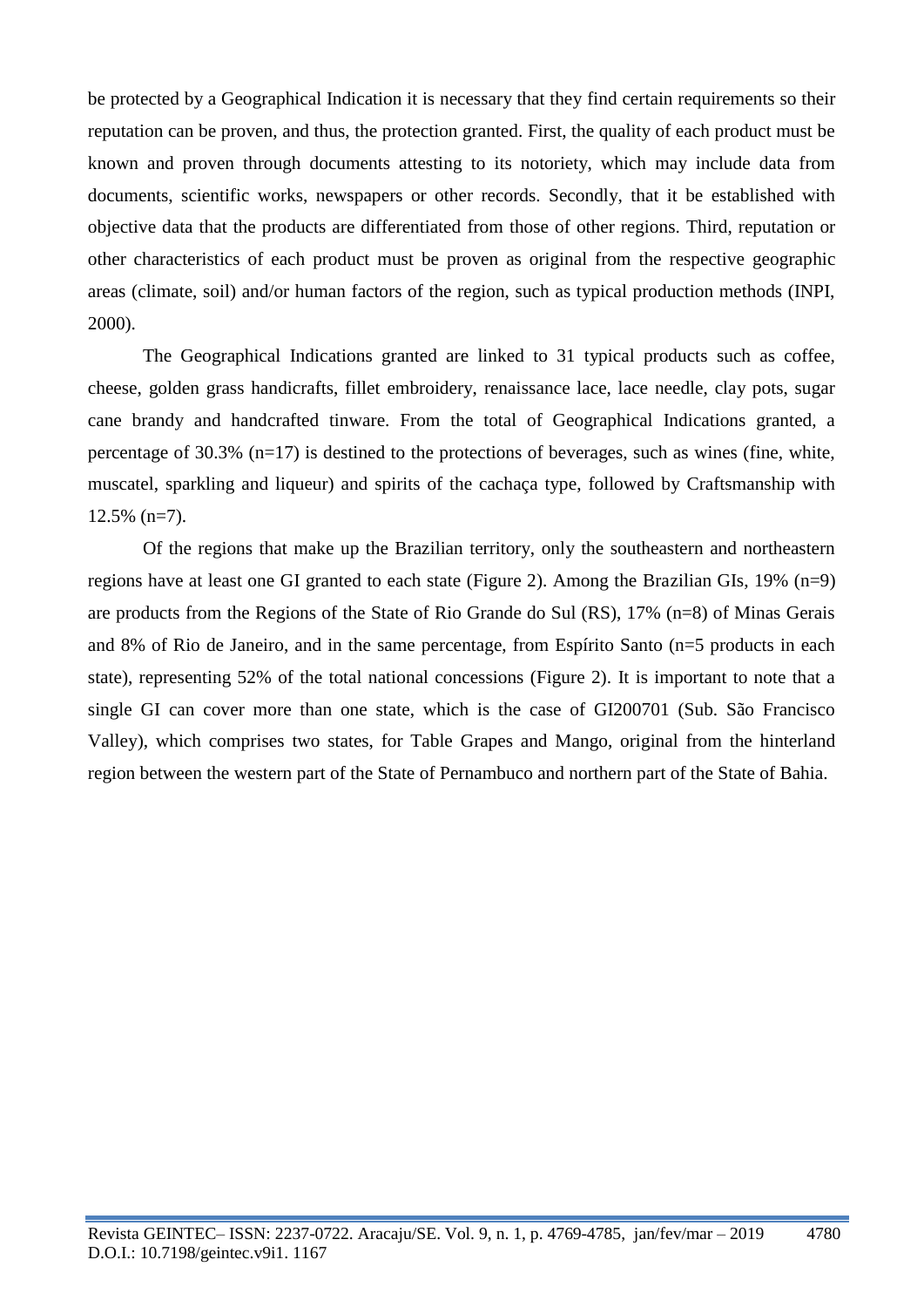be protected by a Geographical Indication it is necessary that they find certain requirements so their reputation can be proven, and thus, the protection granted. First, the quality of each product must be known and proven through documents attesting to its notoriety, which may include data from documents, scientific works, newspapers or other records. Secondly, that it be established with objective data that the products are differentiated from those of other regions. Third, reputation or other characteristics of each product must be proven as original from the respective geographic areas (climate, soil) and/or human factors of the region, such as typical production methods (INPI, 2000).

The Geographical Indications granted are linked to 31 typical products such as coffee, cheese, golden grass handicrafts, fillet embroidery, renaissance lace, lace needle, clay pots, sugar cane brandy and handcrafted tinware. From the total of Geographical Indications granted, a percentage of 30.3% (n=17) is destined to the protections of beverages, such as wines (fine, white, muscatel, sparkling and liqueur) and spirits of the cachaça type, followed by Craftsmanship with 12.5% (n=7).

Of the regions that make up the Brazilian territory, only the southeastern and northeastern regions have at least one GI granted to each state (Figure 2). Among the Brazilian GIs, 19% (n=9) are products from the Regions of the State of Rio Grande do Sul (RS), 17% (n=8) of Minas Gerais and 8% of Rio de Janeiro, and in the same percentage, from Espírito Santo (n=5 products in each state), representing 52% of the total national concessions (Figure 2). It is important to note that a single GI can cover more than one state, which is the case of GI200701 (Sub. São Francisco Valley), which comprises two states, for Table Grapes and Mango, original from the hinterland region between the western part of the State of Pernambuco and northern part of the State of Bahia.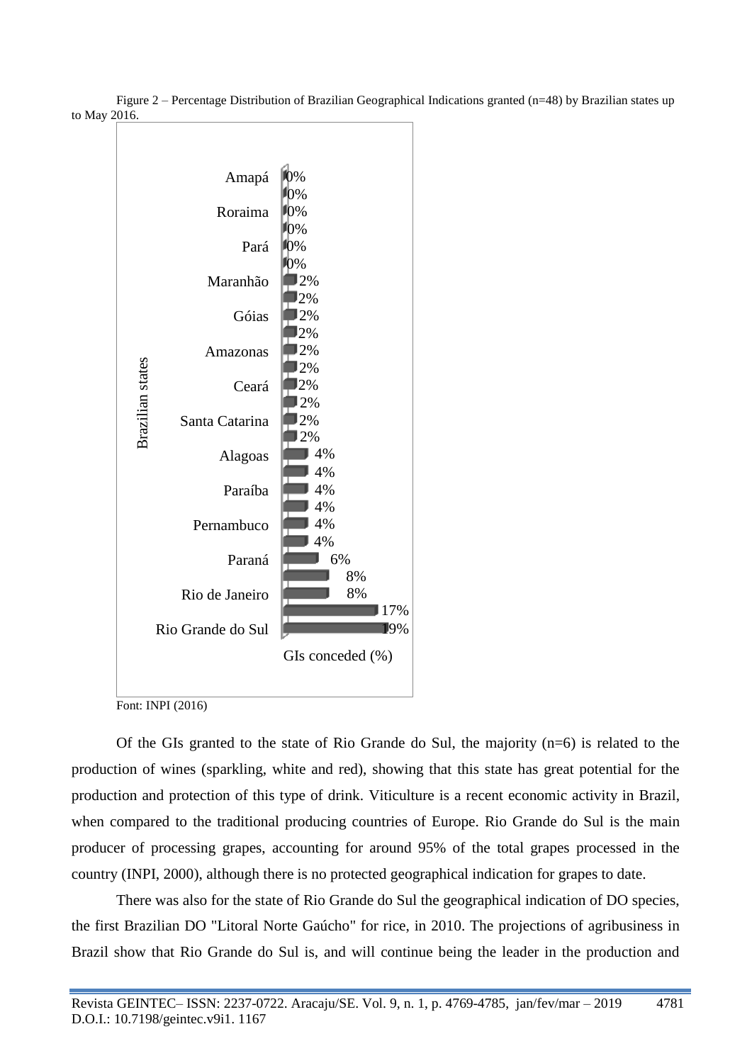Figure 2 – Percentage Distribution of Brazilian Geographical Indications granted (n=48) by Brazilian states up to May 2016.

| Brazilian states | GIs conceded (%) |
|---|---|
| Amapá | 0% |
| | 0% |
| Roraima | 0% |
| | 0% |
| Pará | 0% |
| | 0% |
| Maranhão | 2% |
| | 2% |
| Góias | 2% |
| | 2% |
| Amazonas | 2% |
| | 2% |
| Ceará | 2% |
| | 2% |
| Santa Catarina | 2% |
| | 2% |
| Alagoas | 4% |
| | 4% |
| Paraíba | 4% |
| | 4% |
| Pernambuco | 4% |
| | 4% |
| Paraná | 6% |
| | 8% |
| Rio de Janeiro | 8% |
| | 17% |
| Rio Grande do Sul | 19% |

Font: INPI (2016)

Of the GIs granted to the state of Rio Grande do Sul, the majority (n=6) is related to the production of wines (sparkling, white and red), showing that this state has great potential for the production and protection of this type of drink. Viticulture is a recent economic activity in Brazil, when compared to the traditional producing countries of Europe. Rio Grande do Sul is the main producer of processing grapes, accounting for around 95% of the total grapes processed in the country (INPI, 2000), although there is no protected geographical indication for grapes to date.

There was also for the state of Rio Grande do Sul the geographical indication of DO species, the first Brazilian DO "Litoral Norte Gaúcho" for rice, in 2010. The projections of agribusiness in Brazil show that Rio Grande do Sul is, and will continue being the leader in the production and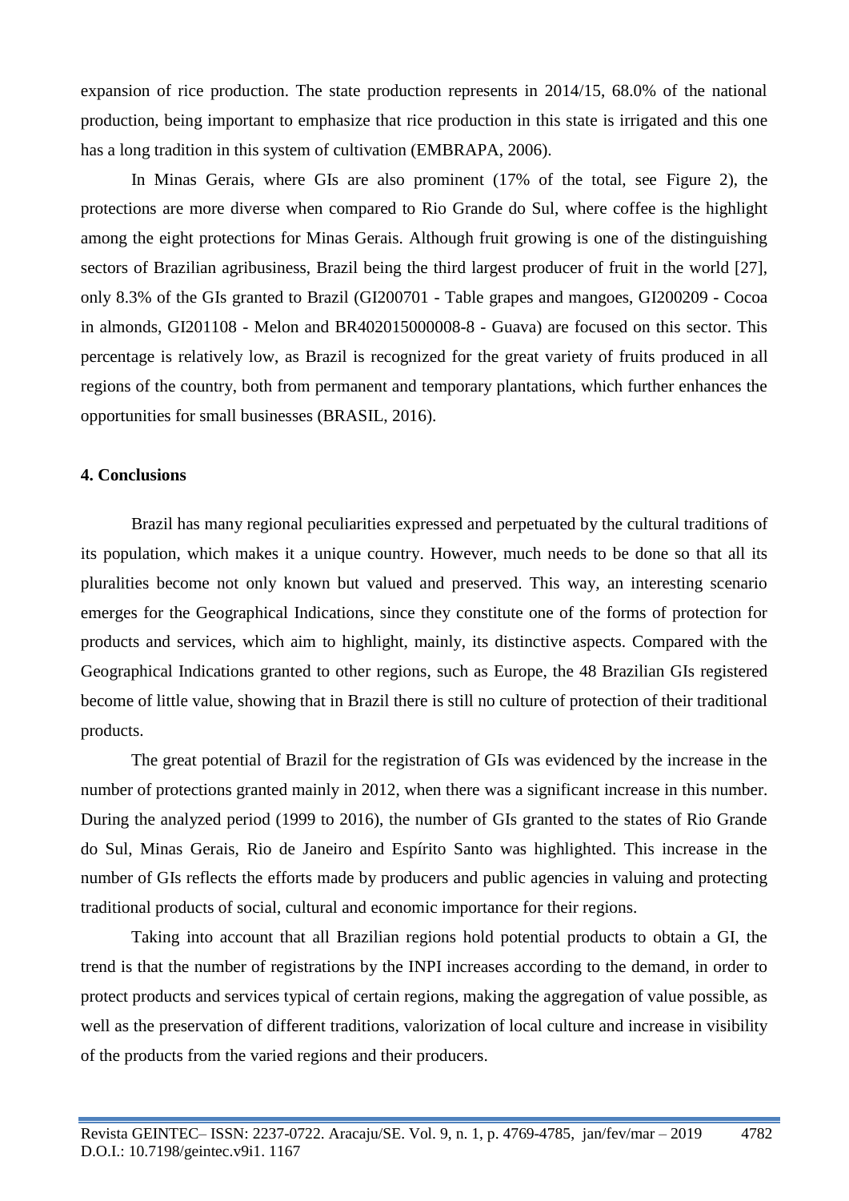expansion of rice production. The state production represents in 2014/15, 68.0% of the national production, being important to emphasize that rice production in this state is irrigated and this one has a long tradition in this system of cultivation (EMBRAPA, 2006).

In Minas Gerais, where GIs are also prominent (17% of the total, see Figure 2), the protections are more diverse when compared to Rio Grande do Sul, where coffee is the highlight among the eight protections for Minas Gerais. Although fruit growing is one of the distinguishing sectors of Brazilian agribusiness, Brazil being the third largest producer of fruit in the world [27], only 8.3% of the GIs granted to Brazil (GI200701 - Table grapes and mangoes, GI200209 - Cocoa in almonds, GI201108 - Melon and BR402015000008-8 - Guava) are focused on this sector. This percentage is relatively low, as Brazil is recognized for the great variety of fruits produced in all regions of the country, both from permanent and temporary plantations, which further enhances the opportunities for small businesses (BRASIL, 2016).

## 4. Conclusions

Brazil has many regional peculiarities expressed and perpetuated by the cultural traditions of its population, which makes it a unique country. However, much needs to be done so that all its pluralities become not only known but valued and preserved. This way, an interesting scenario emerges for the Geographical Indications, since they constitute one of the forms of protection for products and services, which aim to highlight, mainly, its distinctive aspects. Compared with the Geographical Indications granted to other regions, such as Europe, the 48 Brazilian GIs registered become of little value, showing that in Brazil there is still no culture of protection of their traditional products.

The great potential of Brazil for the registration of GIs was evidenced by the increase in the number of protections granted mainly in 2012, when there was a significant increase in this number. During the analyzed period (1999 to 2016), the number of GIs granted to the states of Rio Grande do Sul, Minas Gerais, Rio de Janeiro and Espírito Santo was highlighted. This increase in the number of GIs reflects the efforts made by producers and public agencies in valuing and protecting traditional products of social, cultural and economic importance for their regions.

Taking into account that all Brazilian regions hold potential products to obtain a GI, the trend is that the number of registrations by the INPI increases according to the demand, in order to protect products and services typical of certain regions, making the aggregation of value possible, as well as the preservation of different traditions, valorization of local culture and increase in visibility of the products from the varied regions and their producers.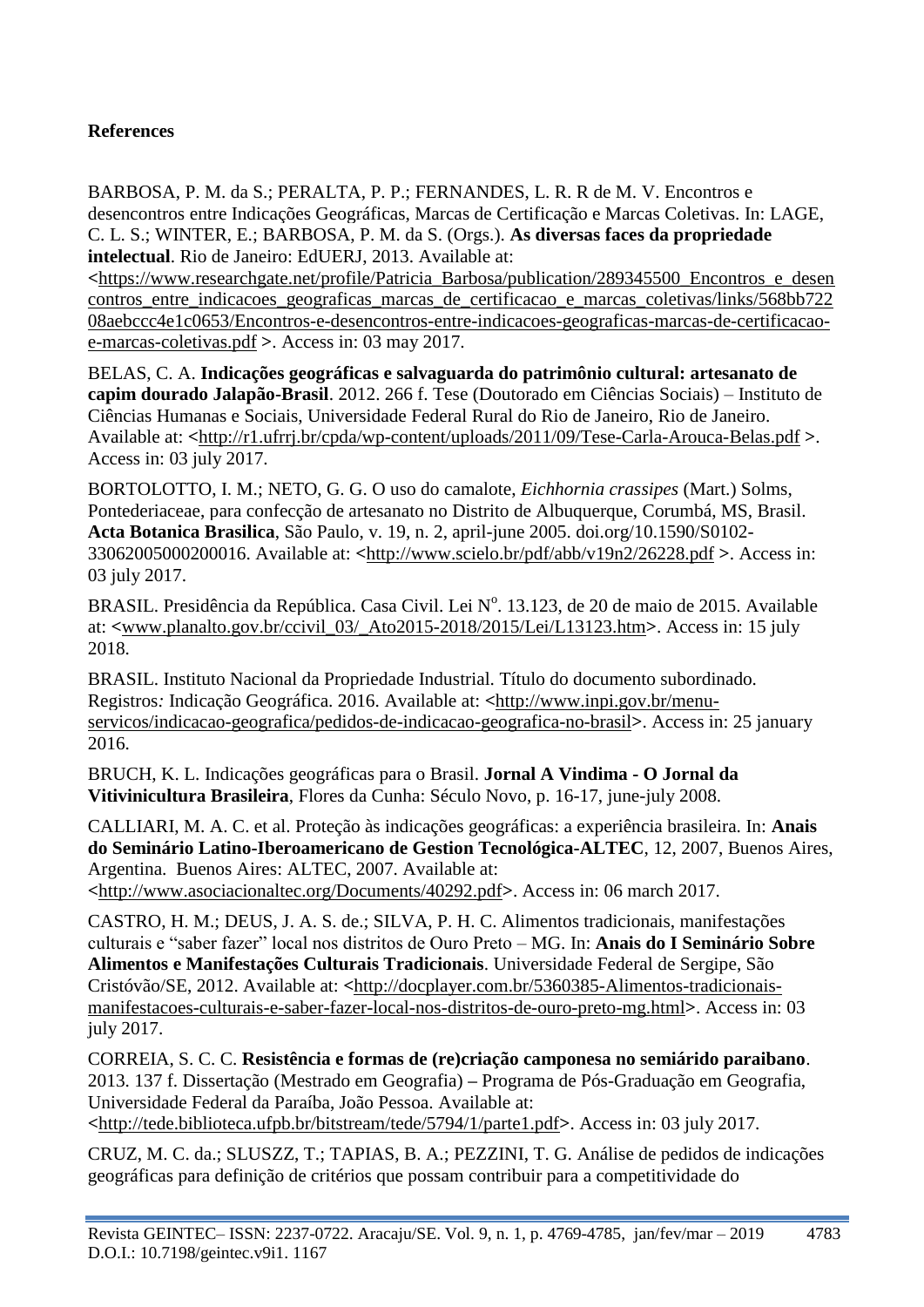**References**

BARBOSA, P. M. da S.; PERALTA, P. P.; FERNANDES, L. R. R de M. V. Encontros e desencontros entre Indicações Geográficas, Marcas de Certificação e Marcas Coletivas. In: LAGE, C. L. S.; WINTER, E.; BARBOSA, P. M. da S. (Orgs.). **As diversas faces da propriedade intelectual**. Rio de Janeiro: EdUERJ, 2013. Available at: <https://www.researchgate.net/profile/Patricia_Barbosa/publication/289345500_Encontros_e_desencontros_entre_indicacoes_geograficas_marcas_de_certificacao_e_marcas_coletivas/links/568bb72208aebccc4e1c0653/Encontros-e-desencontros-entre-indicacoes-geograficas-marcas-de-certificacao-e-marcas-coletivas.pdf >. Access in: 03 may 2017.

BELAS, C. A. **Indicações geográficas e salvaguarda do patrimônio cultural: artesanato de capim dourado Jalapão-Brasil**. 2012. 266 f. Tese (Doutorado em Ciências Sociais) – Instituto de Ciências Humanas e Sociais, Universidade Federal Rural do Rio de Janeiro, Rio de Janeiro. Available at: <http://r1.ufrrj.br/cpda/wp-content/uploads/2011/09/Tese-Carla-Arouca-Belas.pdf >. Access in: 03 july 2017.

BORTOLOTTO, I. M.; NETO, G. G. O uso do camalote, *Eichhornia crassipes* (Mart.) Solms, Pontederiaceae, para confecção de artesanato no Distrito de Albuquerque, Corumbá, MS, Brasil. **Acta Botanica Brasilica**, São Paulo, v. 19, n. 2, april-june 2005. doi.org/10.1590/S0102-33062005000200016. Available at: <http://www.scielo.br/pdf/abb/v19n2/26228.pdf >. Access in: 03 july 2017.

BRASIL. Presidência da República. Casa Civil. Lei N°. 13.123, de 20 de maio de 2015. Available at: <www.planalto.gov.br/ccivil_03/_Ato2015-2018/2015/Lei/L13123.htm>. Access in: 15 july 2018.

BRASIL. Instituto Nacional da Propriedade Industrial. Título do documento subordinado. Registros*:* Indicação Geográfica. 2016. Available at: <http://www.inpi.gov.br/menu-servicos/indicacao-geografica/pedidos-de-indicacao-geografica-no-brasil>. Access in: 25 january 2016.

BRUCH, K. L. Indicações geográficas para o Brasil. **Jornal A Vindima - O Jornal da Vitivinicultura Brasileira**, Flores da Cunha: Século Novo, p. 16-17, june-july 2008.

CALLIARI, M. A. C. et al. Proteção às indicações geográficas: a experiência brasileira. In: **Anais do Seminário Latino-Iberoamericano de Gestion Tecnológica-ALTEC**, 12, 2007, Buenos Aires, Argentina. Buenos Aires: ALTEC, 2007. Available at: <http://www.asociacionaltec.org/Documents/40292.pdf>. Access in: 06 march 2017.

CASTRO, H. M.; DEUS, J. A. S. de.; SILVA, P. H. C. Alimentos tradicionais, manifestações culturais e "saber fazer" local nos distritos de Ouro Preto – MG. In: **Anais do I Seminário Sobre Alimentos e Manifestações Culturais Tradicionais**. Universidade Federal de Sergipe, São Cristóvão/SE, 2012. Available at: <http://docplayer.com.br/5360385-Alimentos-tradicionais-manifestacoes-culturais-e-saber-fazer-local-nos-distritos-de-ouro-preto-mg.html>. Access in: 03 july 2017.

CORREIA, S. C. C. **Resistência e formas de (re)criação camponesa no semiárido paraibano**. 2013. 137 f. Dissertação (Mestrado em Geografia) – Programa de Pós-Graduação em Geografia, Universidade Federal da Paraíba, João Pessoa. Available at: <http://tede.biblioteca.ufpb.br/bitstream/tede/5794/1/parte1.pdf>. Access in: 03 july 2017.

CRUZ, M. C. da.; SLUSZZ, T.; TAPIAS, B. A.; PEZZINI, T. G. Análise de pedidos de indicações geográficas para definição de critérios que possam contribuir para a competitividade do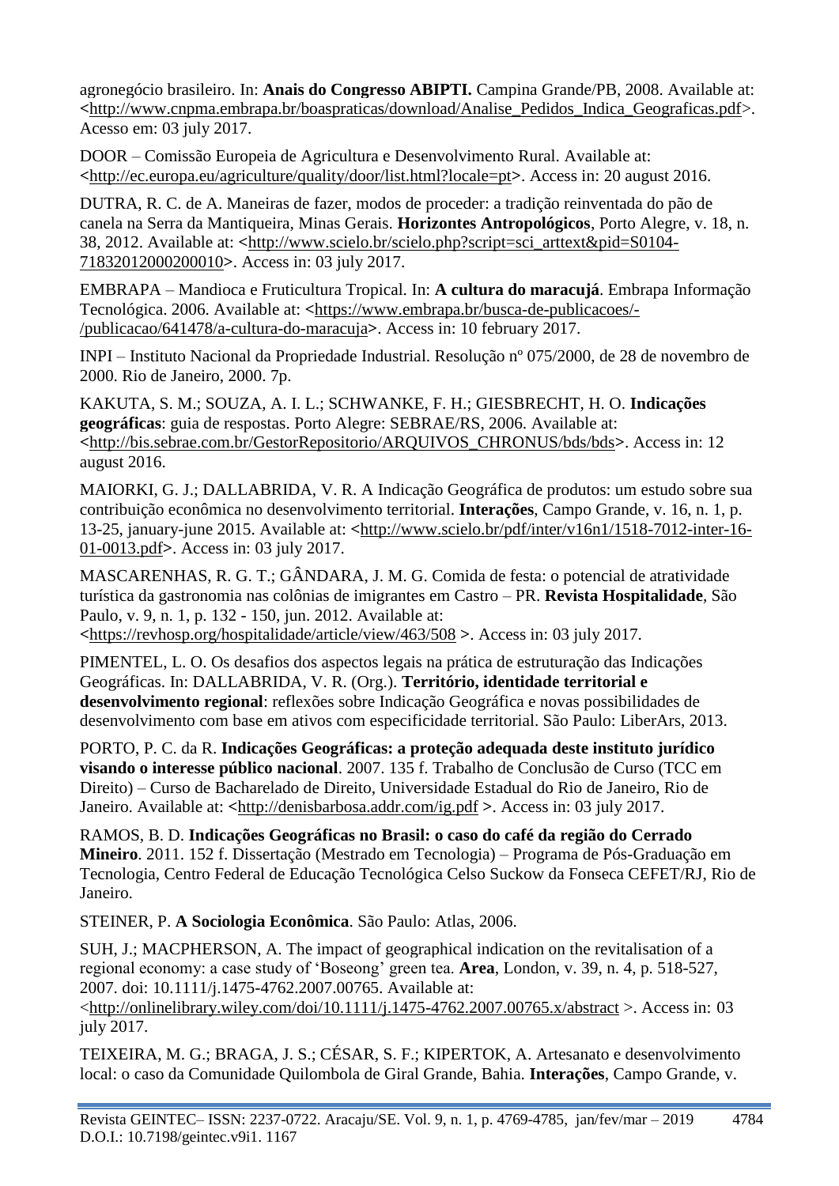agronegócio brasileiro. In: **Anais do Congresso ABIPTI.** Campina Grande/PB, 2008. Available at: <http://www.cnpma.embrapa.br/boaspraticas/download/Analise_Pedidos_Indica_Geograficas.pdf>. Acesso em: 03 july 2017.

DOOR – Comissão Europeia de Agricultura e Desenvolvimento Rural. Available at: <http://ec.europa.eu/agriculture/quality/door/list.html?locale=pt>. Access in: 20 august 2016.

DUTRA, R. C. de A. Maneiras de fazer, modos de proceder: a tradição reinventada do pão de canela na Serra da Mantiqueira, Minas Gerais. **Horizontes Antropológicos**, Porto Alegre, v. 18, n. 38, 2012. Available at: <http://www.scielo.br/scielo.php?script=sci_arttext&pid=S0104-71832012000200010>. Access in: 03 july 2017.

EMBRAPA – Mandioca e Fruticultura Tropical. In: **A cultura do maracujá**. Embrapa Informação Tecnológica. 2006. Available at: <https://www.embrapa.br/busca-de-publicacoes/-/publicacao/641478/a-cultura-do-maracuja>. Access in: 10 february 2017.

INPI – Instituto Nacional da Propriedade Industrial. Resolução nº 075/2000, de 28 de novembro de 2000. Rio de Janeiro, 2000. 7p.

KAKUTA, S. M.; SOUZA, A. I. L.; SCHWANKE, F. H.; GIESBRECHT, H. O. **Indicações geográficas**: guia de respostas. Porto Alegre: SEBRAE/RS, 2006. Available at: <http://bis.sebrae.com.br/GestorRepositorio/ARQUIVOS_CHRONUS/bds/bds>. Access in: 12 august 2016.

MAIORKI, G. J.; DALLABRIDA, V. R. A Indicação Geográfica de produtos: um estudo sobre sua contribuição econômica no desenvolvimento territorial. **Interações**, Campo Grande, v. 16, n. 1, p. 13-25, january-june 2015. Available at: <http://www.scielo.br/pdf/inter/v16n1/1518-7012-inter-16-01-0013.pdf>. Access in: 03 july 2017.

MASCARENHAS, R. G. T.; GÂNDARA, J. M. G. Comida de festa: o potencial de atratividade turística da gastronomia nas colônias de imigrantes em Castro – PR. **Revista Hospitalidade**, São Paulo, v. 9, n. 1, p. 132 - 150, jun. 2012. Available at: <https://revhosp.org/hospitalidade/article/view/463/508 >. Access in: 03 july 2017.

PIMENTEL, L. O. Os desafios dos aspectos legais na prática de estruturação das Indicações Geográficas. In: DALLABRIDA, V. R. (Org.). **Território, identidade territorial e desenvolvimento regional**: reflexões sobre Indicação Geográfica e novas possibilidades de desenvolvimento com base em ativos com especificidade territorial. São Paulo: LiberArs, 2013.

PORTO, P. C. da R. **Indicações Geográficas: a proteção adequada deste instituto jurídico visando o interesse público nacional**. 2007. 135 f. Trabalho de Conclusão de Curso (TCC em Direito) – Curso de Bacharelado de Direito, Universidade Estadual do Rio de Janeiro, Rio de Janeiro. Available at: <http://denisbarbosa.addr.com/ig.pdf >. Access in: 03 july 2017.

RAMOS, B. D. **Indicações Geográficas no Brasil: o caso do café da região do Cerrado Mineiro**. 2011. 152 f. Dissertação (Mestrado em Tecnologia) – Programa de Pós-Graduação em Tecnologia, Centro Federal de Educação Tecnológica Celso Suckow da Fonseca CEFET/RJ, Rio de Janeiro.

STEINER, P. **A Sociologia Econômica**. São Paulo: Atlas, 2006.

SUH, J.; MACPHERSON, A. The impact of geographical indication on the revitalisation of a regional economy: a case study of 'Boseong' green tea. **Area**, London, v. 39, n. 4, p. 518-527, 2007. doi: 10.1111/j.1475-4762.2007.00765. Available at: <http://onlinelibrary.wiley.com/doi/10.1111/j.1475-4762.2007.00765.x/abstract >. Access in: 03 july 2017.

TEIXEIRA, M. G.; BRAGA, J. S.; CÉSAR, S. F.; KIPERTOK, A. Artesanato e desenvolvimento local: o caso da Comunidade Quilombola de Giral Grande, Bahia. **Interações**, Campo Grande, v.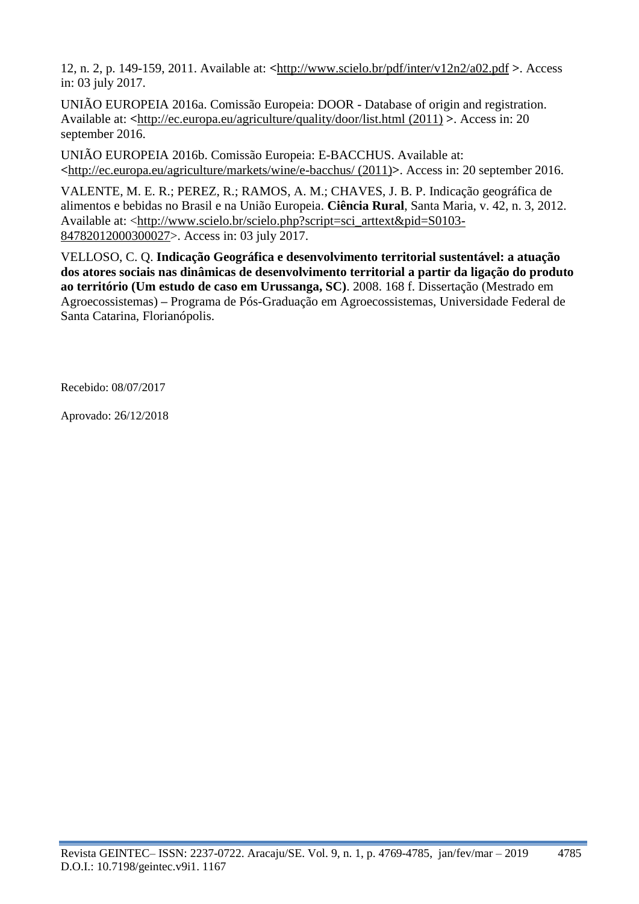12, n. 2, p. 149-159, 2011. Available at: <http://www.scielo.br/pdf/inter/v12n2/a02.pdf >. Access in: 03 july 2017.

UNIÃO EUROPEIA 2016a. Comissão Europeia: DOOR - Database of origin and registration. Available at: <http://ec.europa.eu/agriculture/quality/door/list.html (2011) >. Access in: 20 september 2016.

UNIÃO EUROPEIA 2016b. Comissão Europeia: E-BACCHUS. Available at: <http://ec.europa.eu/agriculture/markets/wine/e-bacchus/ (2011)>. Access in: 20 september 2016.

VALENTE, M. E. R.; PEREZ, R.; RAMOS, A. M.; CHAVES, J. B. P. Indicação geográfica de alimentos e bebidas no Brasil e na União Europeia. **Ciência Rural**, Santa Maria, v. 42, n. 3, 2012. Available at: <http://www.scielo.br/scielo.php?script=sci_arttext&pid=S0103-84782012000300027>. Access in: 03 july 2017.

VELLOSO, C. Q. **Indicação Geográfica e desenvolvimento territorial sustentável: a atuação dos atores sociais nas dinâmicas de desenvolvimento territorial a partir da ligação do produto ao território (Um estudo de caso em Urussanga, SC)**. 2008. 168 f. Dissertação (Mestrado em Agroecossistemas) – Programa de Pós-Graduação em Agroecossistemas, Universidade Federal de Santa Catarina, Florianópolis.

Recebido: 08/07/2017

Aprovado: 26/12/2018